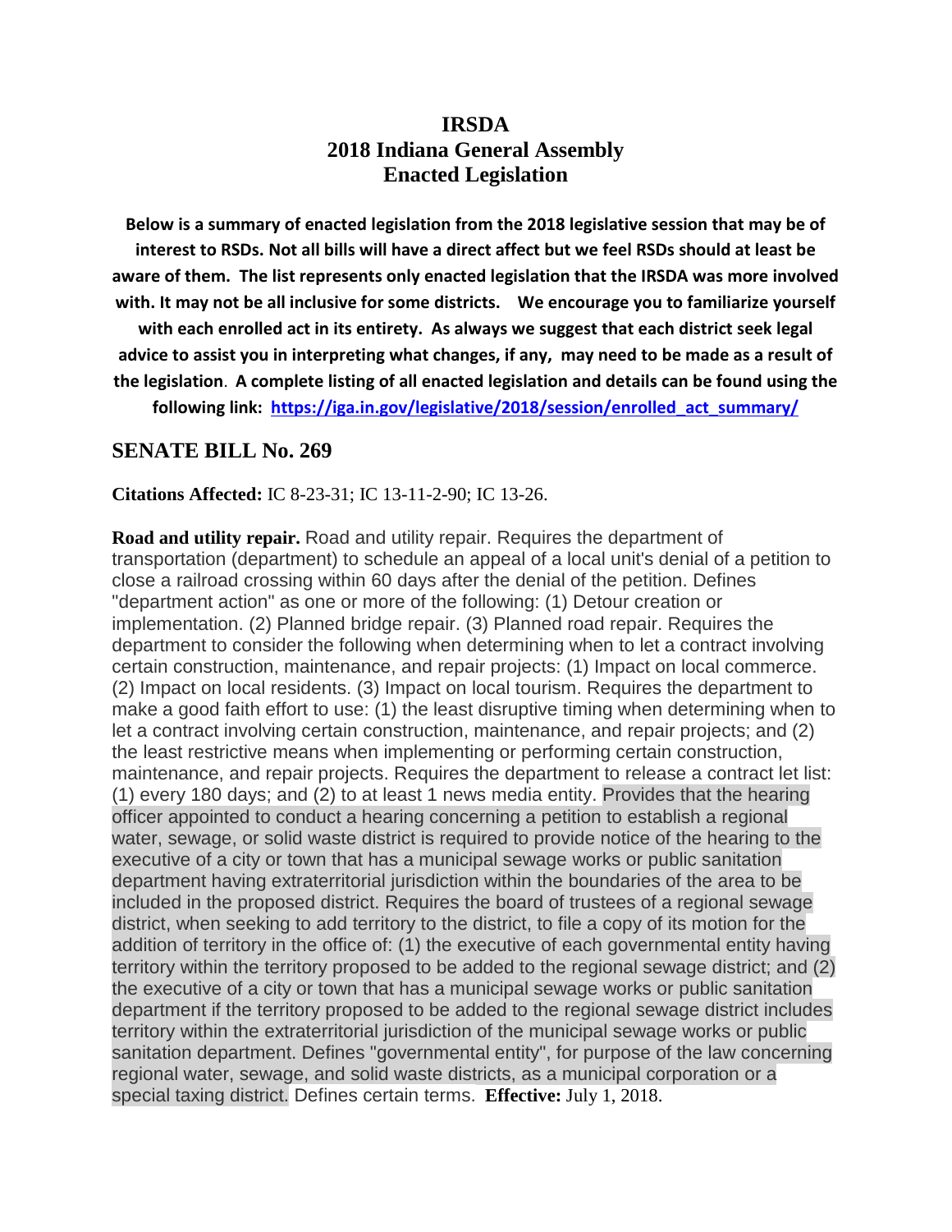# IRSDA
# 2018 Indiana General Assembly
# Enacted Legislation

**Below is a summary of enacted legislation from the 2018 legislative session that may be of interest to RSDs. Not all bills will have a direct affect but we feel RSDs should at least be aware of them. The list represents only enacted legislation that the IRSDA was more involved with. It may not be all inclusive for some districts. We encourage you to familiarize yourself with each enrolled act in its entirety. As always we suggest that each district seek legal advice to assist you in interpreting what changes, if any, may need to be made as a result of the legislation. A complete listing of all enacted legislation and details can be found using the following link: [https://iga.in.gov/legislative/2018/session/enrolled_act_summary/](https://iga.in.gov/legislative/2018/session/enrolled_act_summary/)**

## SENATE BILL No. 269

**Citations Affected:** IC 8-23-31; IC 13-11-2-90; IC 13-26.

**Road and utility repair.** Road and utility repair. Requires the department of transportation (department) to schedule an appeal of a local unit's denial of a petition to close a railroad crossing within 60 days after the denial of the petition. Defines "department action" as one or more of the following: (1) Detour creation or implementation. (2) Planned bridge repair. (3) Planned road repair. Requires the department to consider the following when determining when to let a contract involving certain construction, maintenance, and repair projects: (1) Impact on local commerce. (2) Impact on local residents. (3) Impact on local tourism. Requires the department to make a good faith effort to use: (1) the least disruptive timing when determining when to let a contract involving certain construction, maintenance, and repair projects; and (2) the least restrictive means when implementing or performing certain construction, maintenance, and repair projects. Requires the department to release a contract let list: (1) every 180 days; and (2) to at least 1 news media entity. Provides that the hearing officer appointed to conduct a hearing concerning a petition to establish a regional water, sewage, or solid waste district is required to provide notice of the hearing to the executive of a city or town that has a municipal sewage works or public sanitation department having extraterritorial jurisdiction within the boundaries of the area to be included in the proposed district. Requires the board of trustees of a regional sewage district, when seeking to add territory to the district, to file a copy of its motion for the addition of territory in the office of: (1) the executive of each governmental entity having territory within the territory proposed to be added to the regional sewage district; and (2) the executive of a city or town that has a municipal sewage works or public sanitation department if the territory proposed to be added to the regional sewage district includes territory within the extraterritorial jurisdiction of the municipal sewage works or public sanitation department. Defines "governmental entity", for purpose of the law concerning regional water, sewage, and solid waste districts, as a municipal corporation or a special taxing district. Defines certain terms. **Effective:** July 1, 2018.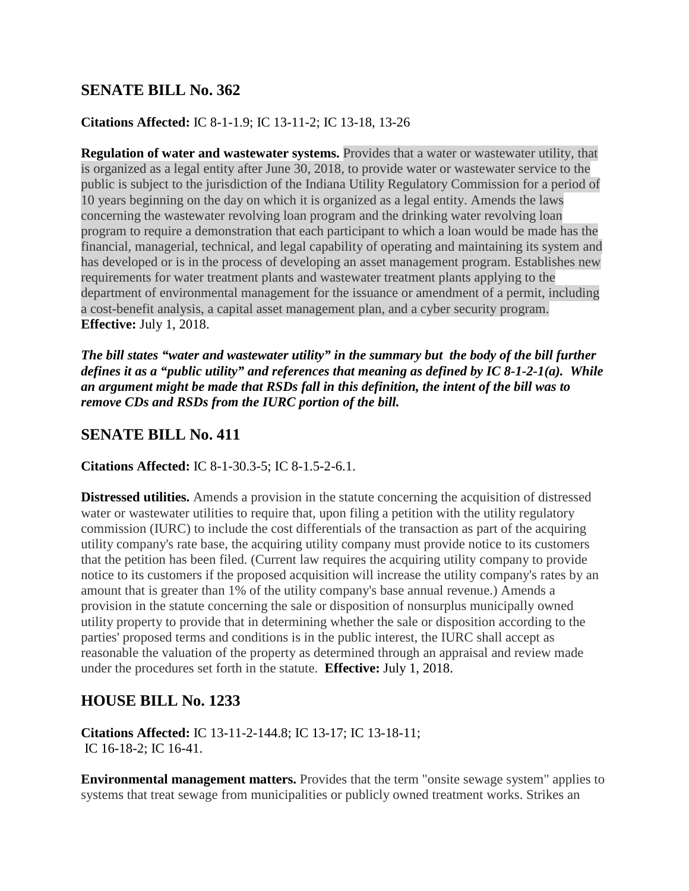## SENATE BILL No. 362

**Citations Affected:** IC 8-1-1.9; IC 13-11-2; IC 13-18, 13-26

**Regulation of water and wastewater systems.** Provides that a water or wastewater utility, that is organized as a legal entity after June 30, 2018, to provide water or wastewater service to the public is subject to the jurisdiction of the Indiana Utility Regulatory Commission for a period of 10 years beginning on the day on which it is organized as a legal entity. Amends the laws concerning the wastewater revolving loan program and the drinking water revolving loan program to require a demonstration that each participant to which a loan would be made has the financial, managerial, technical, and legal capability of operating and maintaining its system and has developed or is in the process of developing an asset management program. Establishes new requirements for water treatment plants and wastewater treatment plants applying to the department of environmental management for the issuance or amendment of a permit, including a cost-benefit analysis, a capital asset management plan, and a cyber security program. **Effective:** July 1, 2018.

***The bill states "water and wastewater utility" in the summary but the body of the bill further defines it as a "public utility" and references that meaning as defined by IC 8-1-2-1(a). While an argument might be made that RSDs fall in this definition, the intent of the bill was to remove CDs and RSDs from the IURC portion of the bill.***

## SENATE BILL No. 411

**Citations Affected:** IC 8-1-30.3-5; IC 8-1.5-2-6.1.

**Distressed utilities.** Amends a provision in the statute concerning the acquisition of distressed water or wastewater utilities to require that, upon filing a petition with the utility regulatory commission (IURC) to include the cost differentials of the transaction as part of the acquiring utility company's rate base, the acquiring utility company must provide notice to its customers that the petition has been filed. (Current law requires the acquiring utility company to provide notice to its customers if the proposed acquisition will increase the utility company's rates by an amount that is greater than 1% of the utility company's base annual revenue.) Amends a provision in the statute concerning the sale or disposition of nonsurplus municipally owned utility property to provide that in determining whether the sale or disposition according to the parties' proposed terms and conditions is in the public interest, the IURC shall accept as reasonable the valuation of the property as determined through an appraisal and review made under the procedures set forth in the statute. **Effective:** July 1, 2018.

## HOUSE BILL No. 1233

**Citations Affected:** IC 13-11-2-144.8; IC 13-17; IC 13-18-11; IC 16-18-2; IC 16-41.

**Environmental management matters.** Provides that the term "onsite sewage system" applies to systems that treat sewage from municipalities or publicly owned treatment works. Strikes an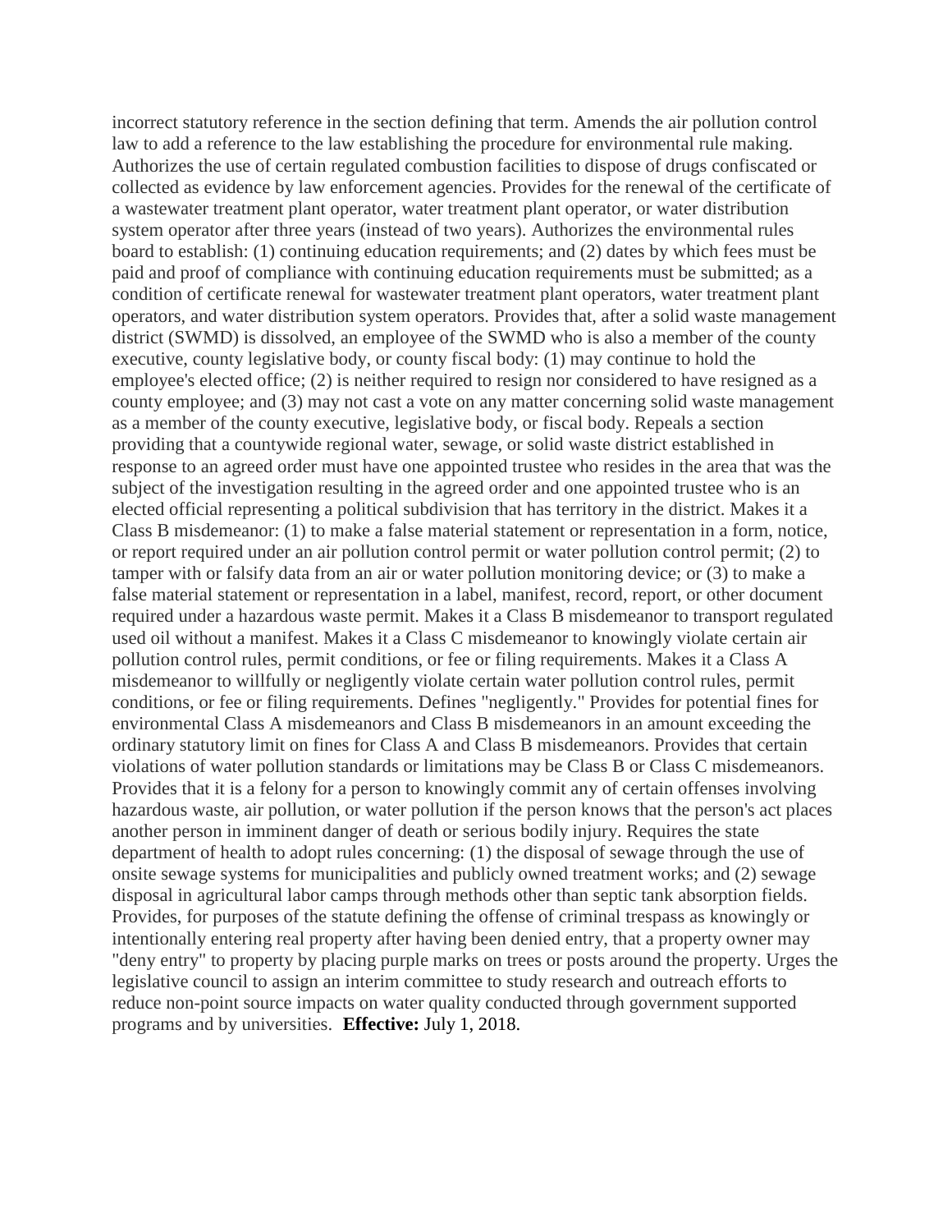incorrect statutory reference in the section defining that term. Amends the air pollution control law to add a reference to the law establishing the procedure for environmental rule making. Authorizes the use of certain regulated combustion facilities to dispose of drugs confiscated or collected as evidence by law enforcement agencies. Provides for the renewal of the certificate of a wastewater treatment plant operator, water treatment plant operator, or water distribution system operator after three years (instead of two years). Authorizes the environmental rules board to establish: (1) continuing education requirements; and (2) dates by which fees must be paid and proof of compliance with continuing education requirements must be submitted; as a condition of certificate renewal for wastewater treatment plant operators, water treatment plant operators, and water distribution system operators. Provides that, after a solid waste management district (SWMD) is dissolved, an employee of the SWMD who is also a member of the county executive, county legislative body, or county fiscal body: (1) may continue to hold the employee's elected office; (2) is neither required to resign nor considered to have resigned as a county employee; and (3) may not cast a vote on any matter concerning solid waste management as a member of the county executive, legislative body, or fiscal body. Repeals a section providing that a countywide regional water, sewage, or solid waste district established in response to an agreed order must have one appointed trustee who resides in the area that was the subject of the investigation resulting in the agreed order and one appointed trustee who is an elected official representing a political subdivision that has territory in the district. Makes it a Class B misdemeanor: (1) to make a false material statement or representation in a form, notice, or report required under an air pollution control permit or water pollution control permit; (2) to tamper with or falsify data from an air or water pollution monitoring device; or (3) to make a false material statement or representation in a label, manifest, record, report, or other document required under a hazardous waste permit. Makes it a Class B misdemeanor to transport regulated used oil without a manifest. Makes it a Class C misdemeanor to knowingly violate certain air pollution control rules, permit conditions, or fee or filing requirements. Makes it a Class A misdemeanor to willfully or negligently violate certain water pollution control rules, permit conditions, or fee or filing requirements. Defines "negligently." Provides for potential fines for environmental Class A misdemeanors and Class B misdemeanors in an amount exceeding the ordinary statutory limit on fines for Class A and Class B misdemeanors. Provides that certain violations of water pollution standards or limitations may be Class B or Class C misdemeanors. Provides that it is a felony for a person to knowingly commit any of certain offenses involving hazardous waste, air pollution, or water pollution if the person knows that the person's act places another person in imminent danger of death or serious bodily injury. Requires the state department of health to adopt rules concerning: (1) the disposal of sewage through the use of onsite sewage systems for municipalities and publicly owned treatment works; and (2) sewage disposal in agricultural labor camps through methods other than septic tank absorption fields. Provides, for purposes of the statute defining the offense of criminal trespass as knowingly or intentionally entering real property after having been denied entry, that a property owner may "deny entry" to property by placing purple marks on trees or posts around the property. Urges the legislative council to assign an interim committee to study research and outreach efforts to reduce non-point source impacts on water quality conducted through government supported programs and by universities. **Effective:** July 1, 2018.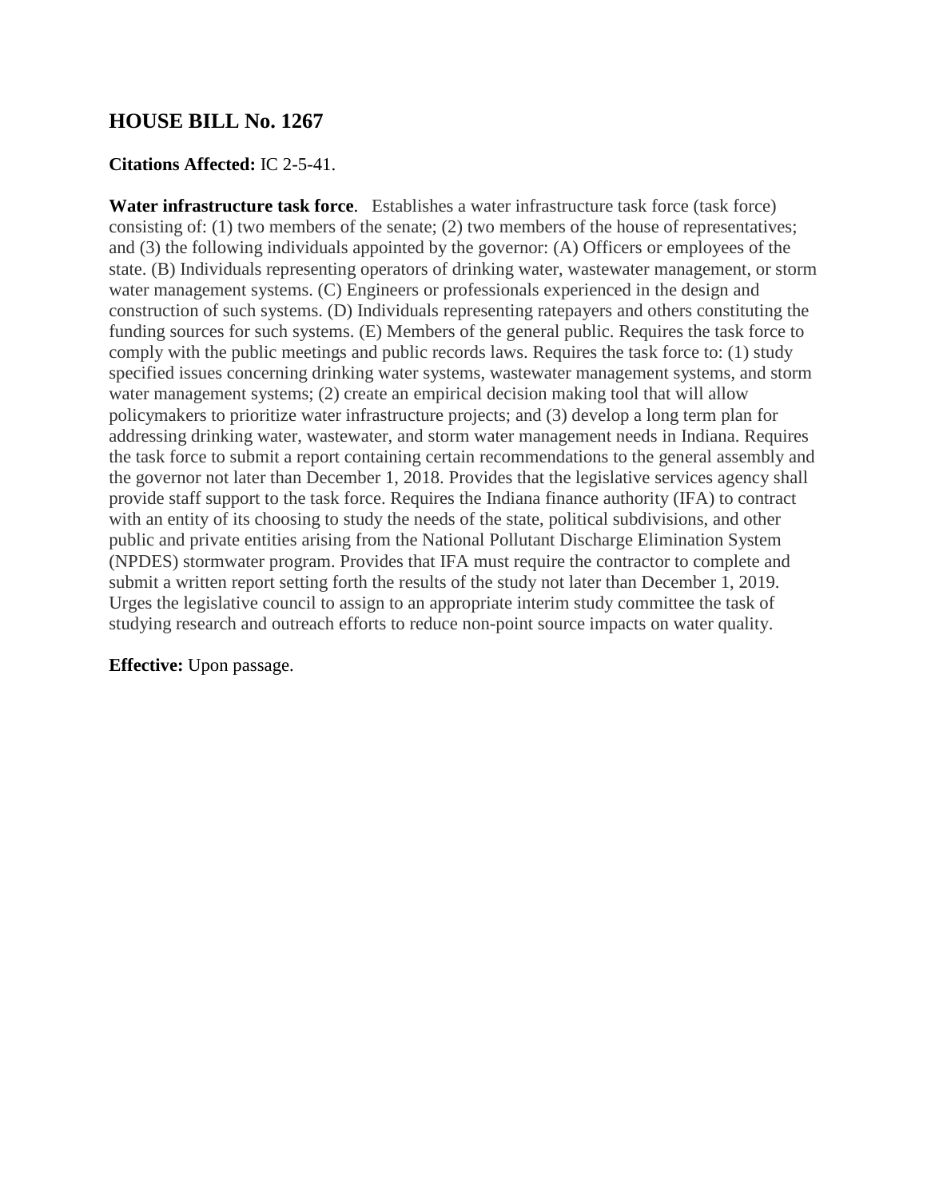## HOUSE BILL No. 1267

**Citations Affected:** IC 2-5-41.

**Water infrastructure task force**. Establishes a water infrastructure task force (task force) consisting of: (1) two members of the senate; (2) two members of the house of representatives; and (3) the following individuals appointed by the governor: (A) Officers or employees of the state. (B) Individuals representing operators of drinking water, wastewater management, or storm water management systems. (C) Engineers or professionals experienced in the design and construction of such systems. (D) Individuals representing ratepayers and others constituting the funding sources for such systems. (E) Members of the general public. Requires the task force to comply with the public meetings and public records laws. Requires the task force to: (1) study specified issues concerning drinking water systems, wastewater management systems, and storm water management systems; (2) create an empirical decision making tool that will allow policymakers to prioritize water infrastructure projects; and (3) develop a long term plan for addressing drinking water, wastewater, and storm water management needs in Indiana. Requires the task force to submit a report containing certain recommendations to the general assembly and the governor not later than December 1, 2018. Provides that the legislative services agency shall provide staff support to the task force. Requires the Indiana finance authority (IFA) to contract with an entity of its choosing to study the needs of the state, political subdivisions, and other public and private entities arising from the National Pollutant Discharge Elimination System (NPDES) stormwater program. Provides that IFA must require the contractor to complete and submit a written report setting forth the results of the study not later than December 1, 2019. Urges the legislative council to assign to an appropriate interim study committee the task of studying research and outreach efforts to reduce non-point source impacts on water quality.

**Effective:** Upon passage.